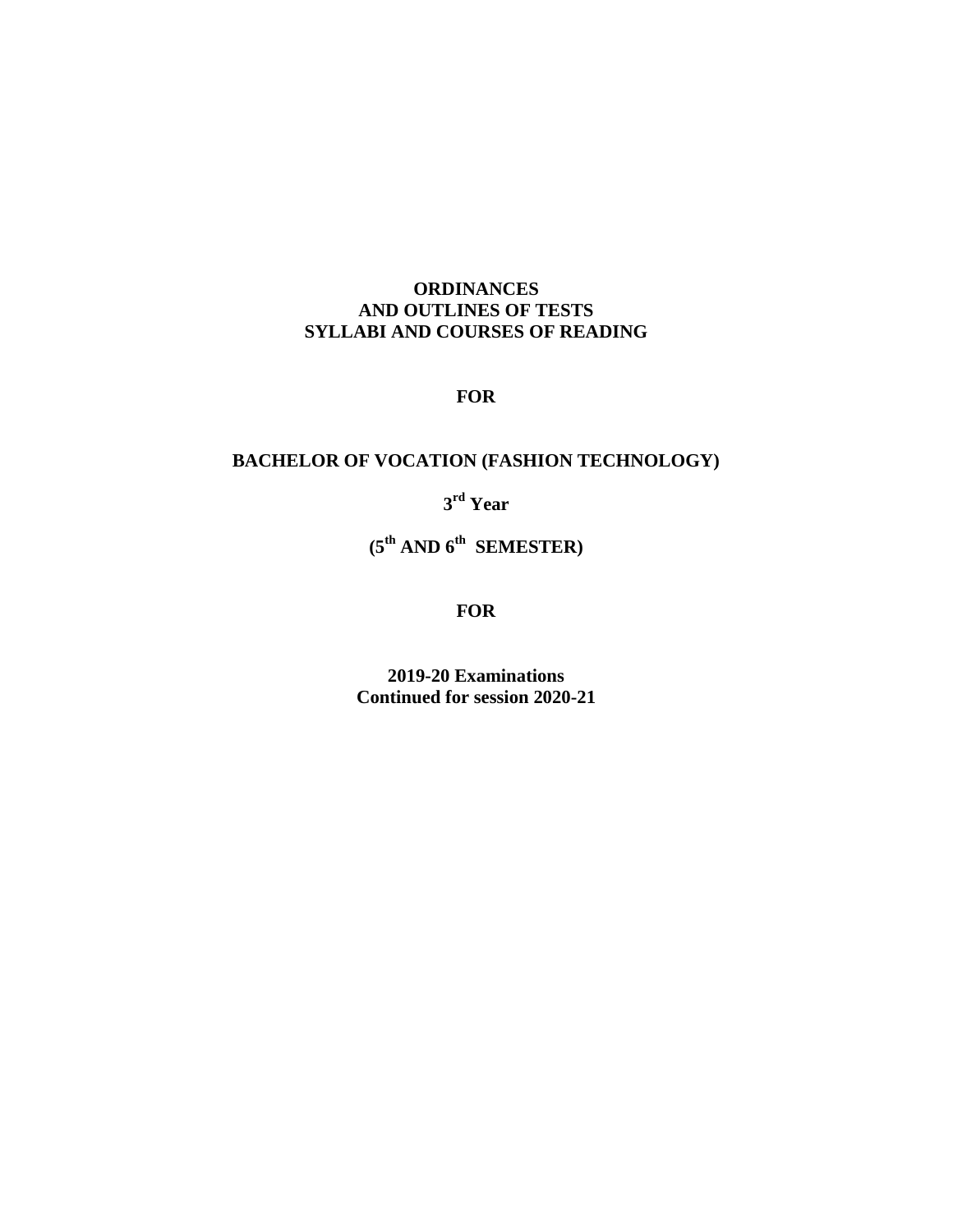**ORDINANCES**
**AND OUTLINES OF TESTS**
**SYLLABI AND COURSES OF READING**

**FOR**

**BACHELOR OF VOCATION (FASHION TECHNOLOGY)**

**3rd Year**

**(5th AND 6th SEMESTER)**

**FOR**

**2019-20 Examinations**
**Continued for session 2020-21**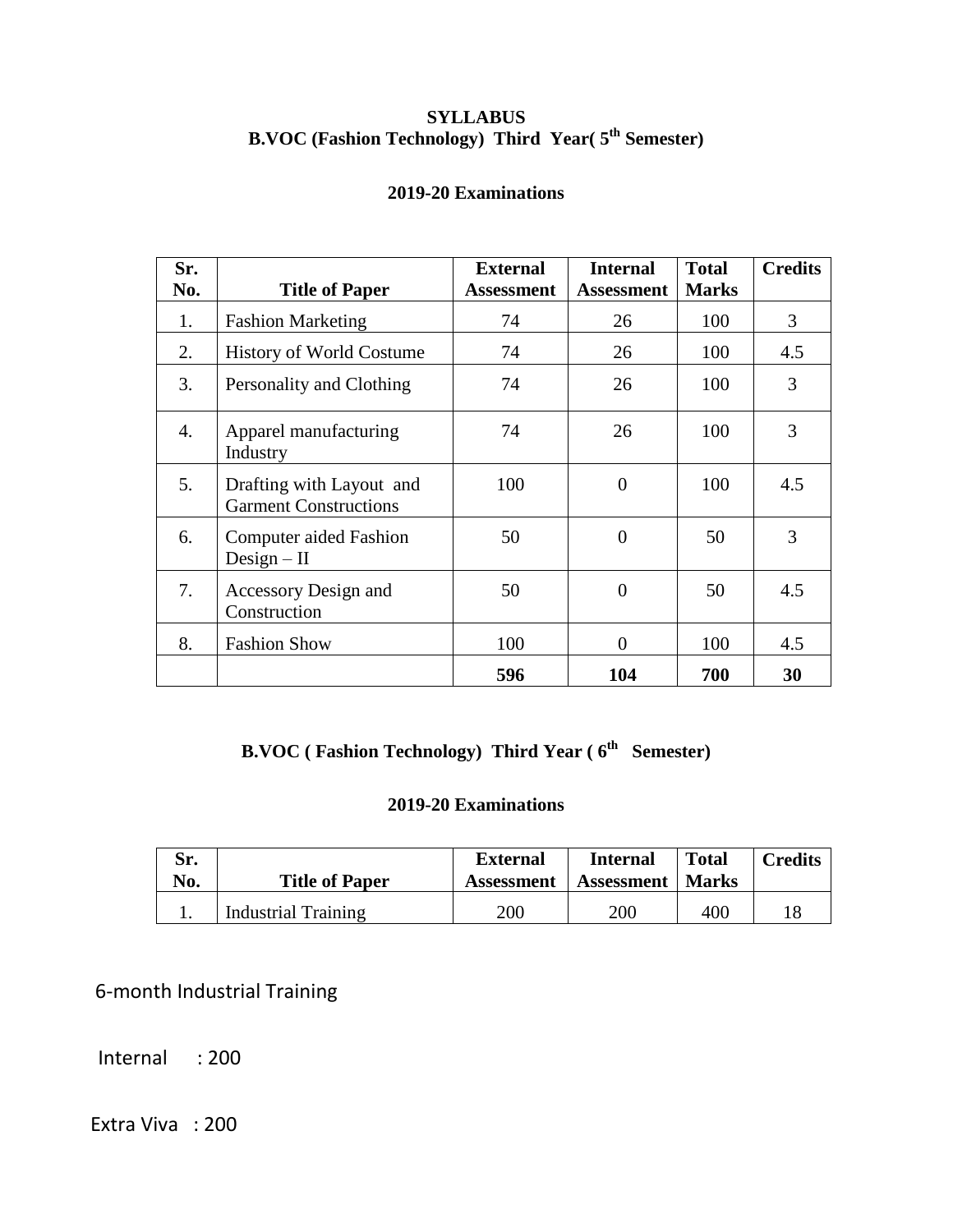# SYLLABUS

## B.VOC (Fashion Technology) Third Year( 5th Semester)

### 2019-20 Examinations

| Sr. No. | Title of Paper | External Assessment | Internal Assessment | Total Marks | Credits |
|---|---|---|---|---|---|
| 1. | Fashion Marketing | 74 | 26 | 100 | 3 |
| 2. | History of World Costume | 74 | 26 | 100 | 4.5 |
| 3. | Personality and Clothing | 74 | 26 | 100 | 3 |
| 4. | Apparel manufacturing Industry | 74 | 26 | 100 | 3 |
| 5. | Drafting with Layout and Garment Constructions | 100 | 0 | 100 | 4.5 |
| 6. | Computer aided Fashion Design – II | 50 | 0 | 50 | 3 |
| 7. | Accessory Design and Construction | 50 | 0 | 50 | 4.5 |
| 8. | Fashion Show | 100 | 0 | 100 | 4.5 |
| | | **596** | **104** | **700** | **30** |

## B.VOC ( Fashion Technology) Third Year ( 6th Semester)

### 2019-20 Examinations

| Sr. No. | Title of Paper | External Assessment | Internal Assessment | Total Marks | Credits |
|---|---|---|---|---|---|
| 1. | Industrial Training | 200 | 200 | 400 | 18 |

6-month Industrial Training

Internal : 200

Extra Viva : 200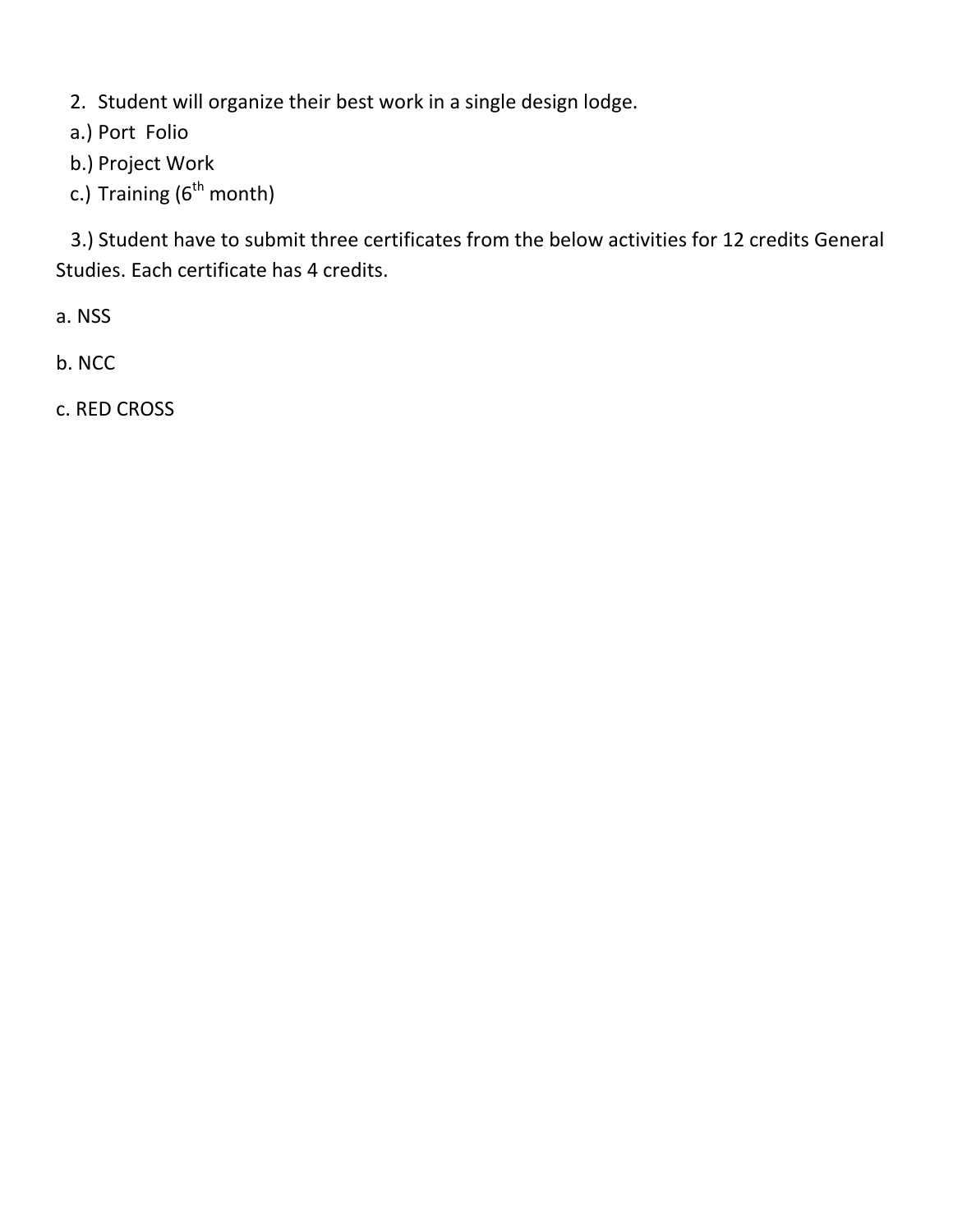2. Student will organize their best work in a single design lodge.

a.) Port Folio

b.) Project Work

c.) Training (6th month)

3.) Student have to submit three certificates from the below activities for 12 credits General Studies. Each certificate has 4 credits.

a. NSS

b. NCC

c. RED CROSS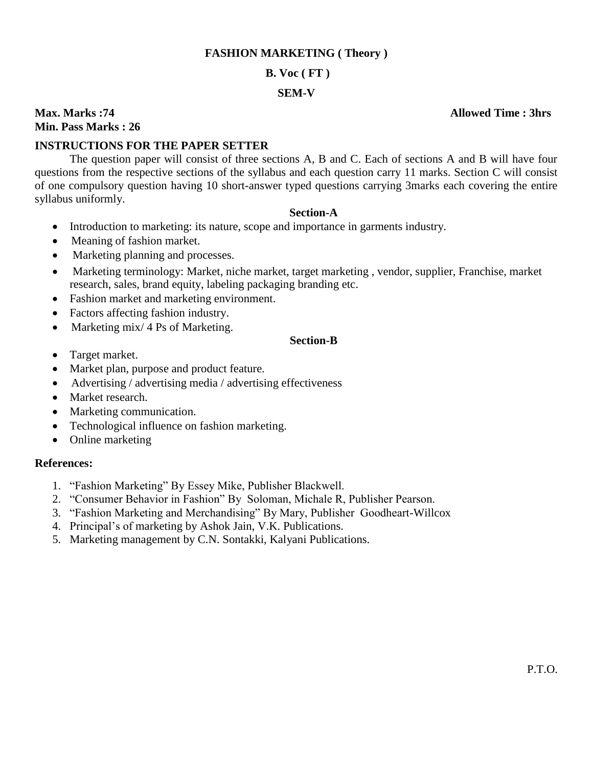**FASHION MARKETING ( Theory )**

**B. Voc ( FT )**

**SEM-V**

**Max. Marks :74** **Allowed Time : 3hrs**

**Min. Pass Marks : 26**

**INSTRUCTIONS FOR THE PAPER SETTER**

The question paper will consist of three sections A, B and C. Each of sections A and B will have four questions from the respective sections of the syllabus and each question carry 11 marks. Section C will consist of one compulsory question having 10 short-answer typed questions carrying 3marks each covering the entire syllabus uniformly.

**Section-A**

- Introduction to marketing: its nature, scope and importance in garments industry.
- Meaning of fashion market.
- Marketing planning and processes.
- Marketing terminology: Market, niche market, target marketing , vendor, supplier, Franchise, market research, sales, brand equity, labeling packaging branding etc.
- Fashion market and marketing environment.
- Factors affecting fashion industry.
- Marketing mix/ 4 Ps of Marketing.

**Section-B**

- Target market.
- Market plan, purpose and product feature.
- Advertising / advertising media / advertising effectiveness
- Market research.
- Marketing communication.
- Technological influence on fashion marketing.
- Online marketing

**References:**

1. "Fashion Marketing" By Essey Mike, Publisher Blackwell.
2. "Consumer Behavior in Fashion" By Soloman, Michale R, Publisher Pearson.
3. "Fashion Marketing and Merchandising" By Mary, Publisher Goodheart-Willcox
4. Principal's of marketing by Ashok Jain, V.K. Publications.
5. Marketing management by C.N. Sontakki, Kalyani Publications.

P.T.O.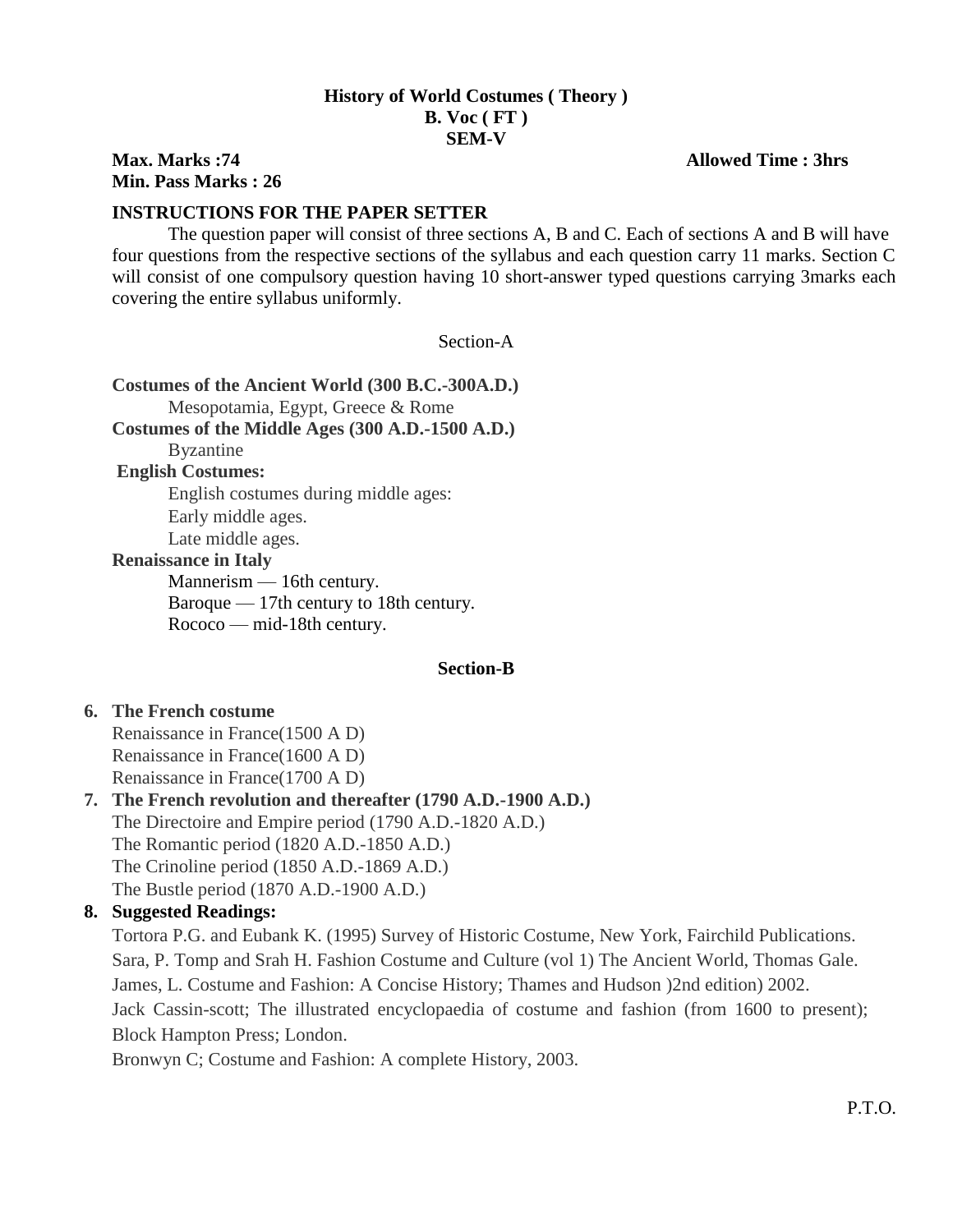**History of World Costumes ( Theory )**
**B. Voc ( FT )**
**SEM-V**

**Max. Marks :74** **Allowed Time : 3hrs**
**Min. Pass Marks : 26**

**INSTRUCTIONS FOR THE PAPER SETTER**

The question paper will consist of three sections A, B and C. Each of sections A and B will have four questions from the respective sections of the syllabus and each question carry 11 marks. Section C will consist of one compulsory question having 10 short-answer typed questions carrying 3marks each covering the entire syllabus uniformly.

Section-A

**Costumes of the Ancient World (300 B.C.-300A.D.)**
Mesopotamia, Egypt, Greece & Rome
**Costumes of the Middle Ages (300 A.D.-1500 A.D.)**
Byzantine
**English Costumes:**
English costumes during middle ages:
Early middle ages.
Late middle ages.
**Renaissance in Italy**
Mannerism — 16th century.
Baroque — 17th century to 18th century.
Rococo — mid-18th century.

**Section-B**

6. **The French costume**
   Renaissance in France(1500 A D)
   Renaissance in France(1600 A D)
   Renaissance in France(1700 A D)
7. **The French revolution and thereafter (1790 A.D.-1900 A.D.)**
   The Directoire and Empire period (1790 A.D.-1820 A.D.)
   The Romantic period (1820 A.D.-1850 A.D.)
   The Crinoline period (1850 A.D.-1869 A.D.)
   The Bustle period (1870 A.D.-1900 A.D.)
8. **Suggested Readings:**
   Tortora P.G. and Eubank K. (1995) Survey of Historic Costume, New York, Fairchild Publications.
   Sara, P. Tomp and Srah H. Fashion Costume and Culture (vol 1) The Ancient World, Thomas Gale.
   James, L. Costume and Fashion: A Concise History; Thames and Hudson )2nd edition) 2002.
   Jack Cassin-scott; The illustrated encyclopaedia of costume and fashion (from 1600 to present); Block Hampton Press; London.
   Bronwyn C; Costume and Fashion: A complete History, 2003.

P.T.O.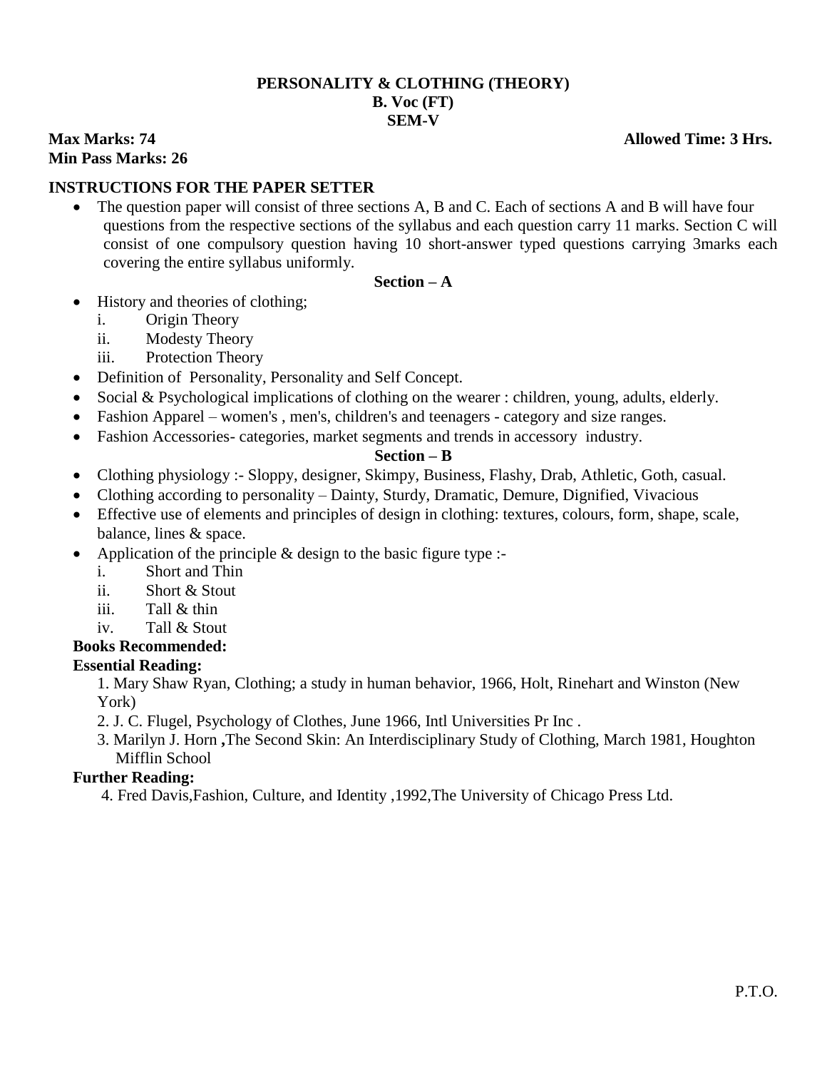**PERSONALITY & CLOTHING (THEORY)**
**B. Voc (FT)**
**SEM-V**

**Max Marks: 74** **Allowed Time: 3 Hrs.**
**Min Pass Marks: 26**

## INSTRUCTIONS FOR THE PAPER SETTER

- The question paper will consist of three sections A, B and C. Each of sections A and B will have four questions from the respective sections of the syllabus and each question carry 11 marks. Section C will consist of one compulsory question having 10 short-answer typed questions carrying 3marks each covering the entire syllabus uniformly.

### Section – A

- History and theories of clothing;
  - i. Origin Theory
  - ii. Modesty Theory
  - iii. Protection Theory
- Definition of Personality, Personality and Self Concept.
- Social & Psychological implications of clothing on the wearer : children, young, adults, elderly.
- Fashion Apparel – women's , men's, children's and teenagers - category and size ranges.
- Fashion Accessories- categories, market segments and trends in accessory industry.

### Section – B

- Clothing physiology :- Sloppy, designer, Skimpy, Business, Flashy, Drab, Athletic, Goth, casual.
- Clothing according to personality – Dainty, Sturdy, Dramatic, Demure, Dignified, Vivacious
- Effective use of elements and principles of design in clothing: textures, colours, form, shape, scale, balance, lines & space.
- Application of the principle & design to the basic figure type :-
  - i. Short and Thin
  - ii. Short & Stout
  - iii. Tall & thin
  - iv. Tall & Stout

**Books Recommended:**

**Essential Reading:**

1. Mary Shaw Ryan, Clothing; a study in human behavior, 1966, Holt, Rinehart and Winston (New York)
2. J. C. Flugel, Psychology of Clothes, June 1966, Intl Universities Pr Inc .
3. Marilyn J. Horn **,**The Second Skin: An Interdisciplinary Study of Clothing, March 1981, Houghton Mifflin School

**Further Reading:**

4. Fred Davis,Fashion, Culture, and Identity ,1992,The University of Chicago Press Ltd.

P.T.O.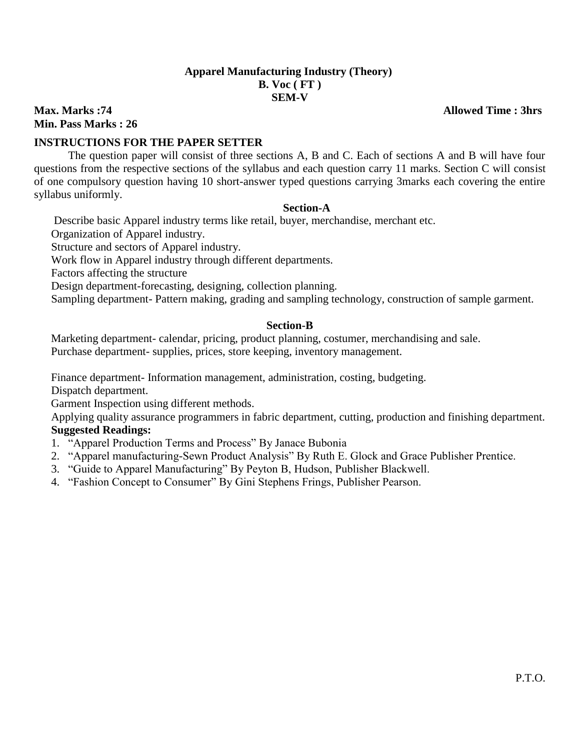**Apparel Manufacturing Industry (Theory)**
**B. Voc ( FT )**
**SEM-V**

**Max. Marks :74** **Allowed Time : 3hrs**
**Min. Pass Marks : 26**

**INSTRUCTIONS FOR THE PAPER SETTER**

The question paper will consist of three sections A, B and C. Each of sections A and B will have four questions from the respective sections of the syllabus and each question carry 11 marks. Section C will consist of one compulsory question having 10 short-answer typed questions carrying 3marks each covering the entire syllabus uniformly.

**Section-A**

Describe basic Apparel industry terms like retail, buyer, merchandise, merchant etc.
Organization of Apparel industry.
Structure and sectors of Apparel industry.
Work flow in Apparel industry through different departments.
Factors affecting the structure
Design department-forecasting, designing, collection planning.
Sampling department- Pattern making, grading and sampling technology, construction of sample garment.

**Section-B**

Marketing department- calendar, pricing, product planning, costumer, merchandising and sale.
Purchase department- supplies, prices, store keeping, inventory management.

Finance department- Information management, administration, costing, budgeting.
Dispatch department.
Garment Inspection using different methods.
Applying quality assurance programmers in fabric department, cutting, production and finishing department.

**Suggested Readings:**

1. "Apparel Production Terms and Process" By Janace Bubonia
2. "Apparel manufacturing-Sewn Product Analysis" By Ruth E. Glock and Grace Publisher Prentice.
3. "Guide to Apparel Manufacturing" By Peyton B, Hudson, Publisher Blackwell.
4. "Fashion Concept to Consumer" By Gini Stephens Frings, Publisher Pearson.

P.T.O.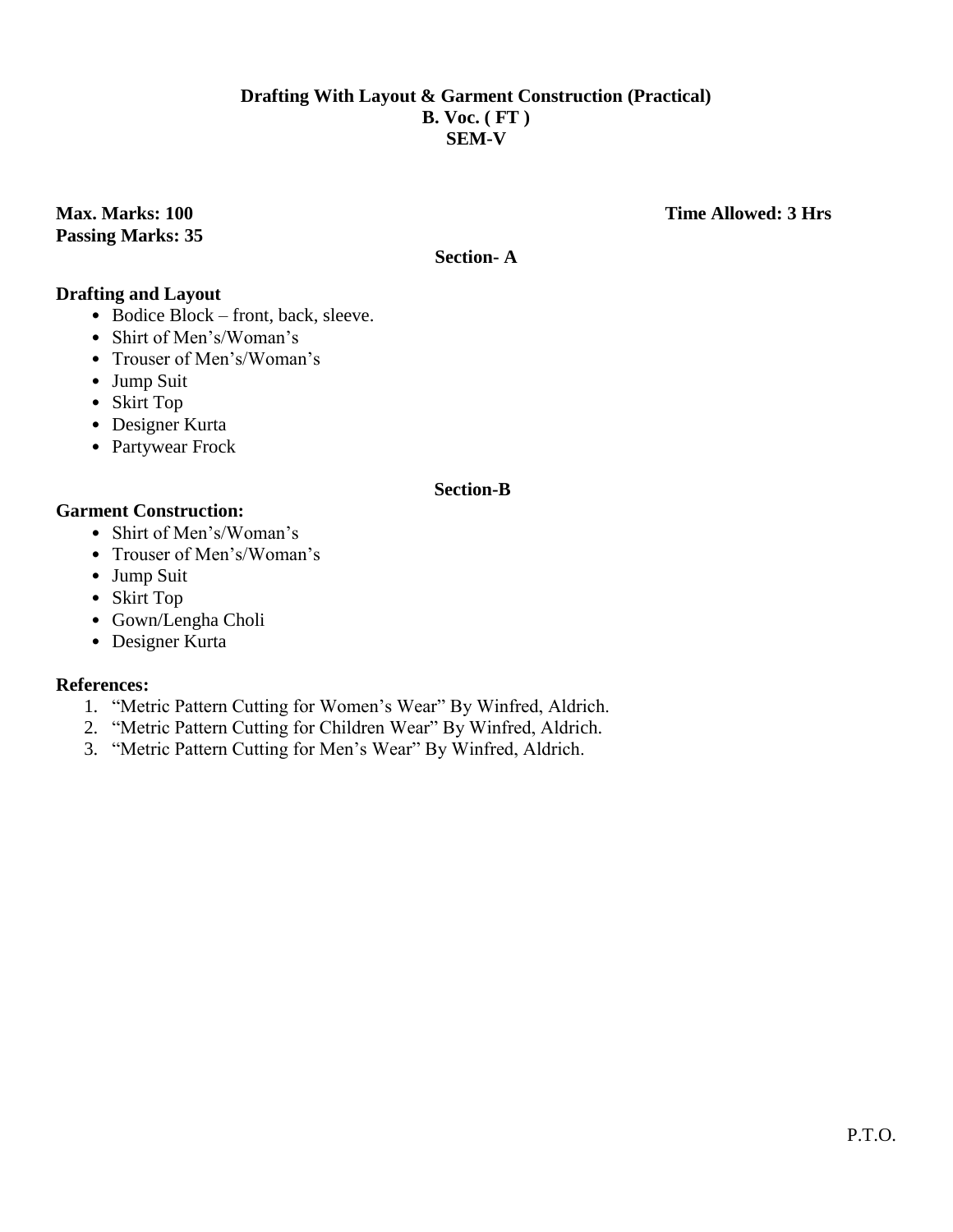**Drafting With Layout & Garment Construction (Practical)**
**B. Voc. ( FT )**
**SEM-V**

**Max. Marks: 100** **Time Allowed: 3 Hrs**
**Passing Marks: 35**

**Section- A**

**Drafting and Layout**

- Bodice Block – front, back, sleeve.
- Shirt of Men's/Woman's
- Trouser of Men's/Woman's
- Jump Suit
- Skirt Top
- Designer Kurta
- Partywear Frock

**Section-B**

**Garment Construction:**

- Shirt of Men's/Woman's
- Trouser of Men's/Woman's
- Jump Suit
- Skirt Top
- Gown/Lengha Choli
- Designer Kurta

**References:**

1. "Metric Pattern Cutting for Women's Wear" By Winfred, Aldrich.
2. "Metric Pattern Cutting for Children Wear" By Winfred, Aldrich.
3. "Metric Pattern Cutting for Men's Wear" By Winfred, Aldrich.

P.T.O.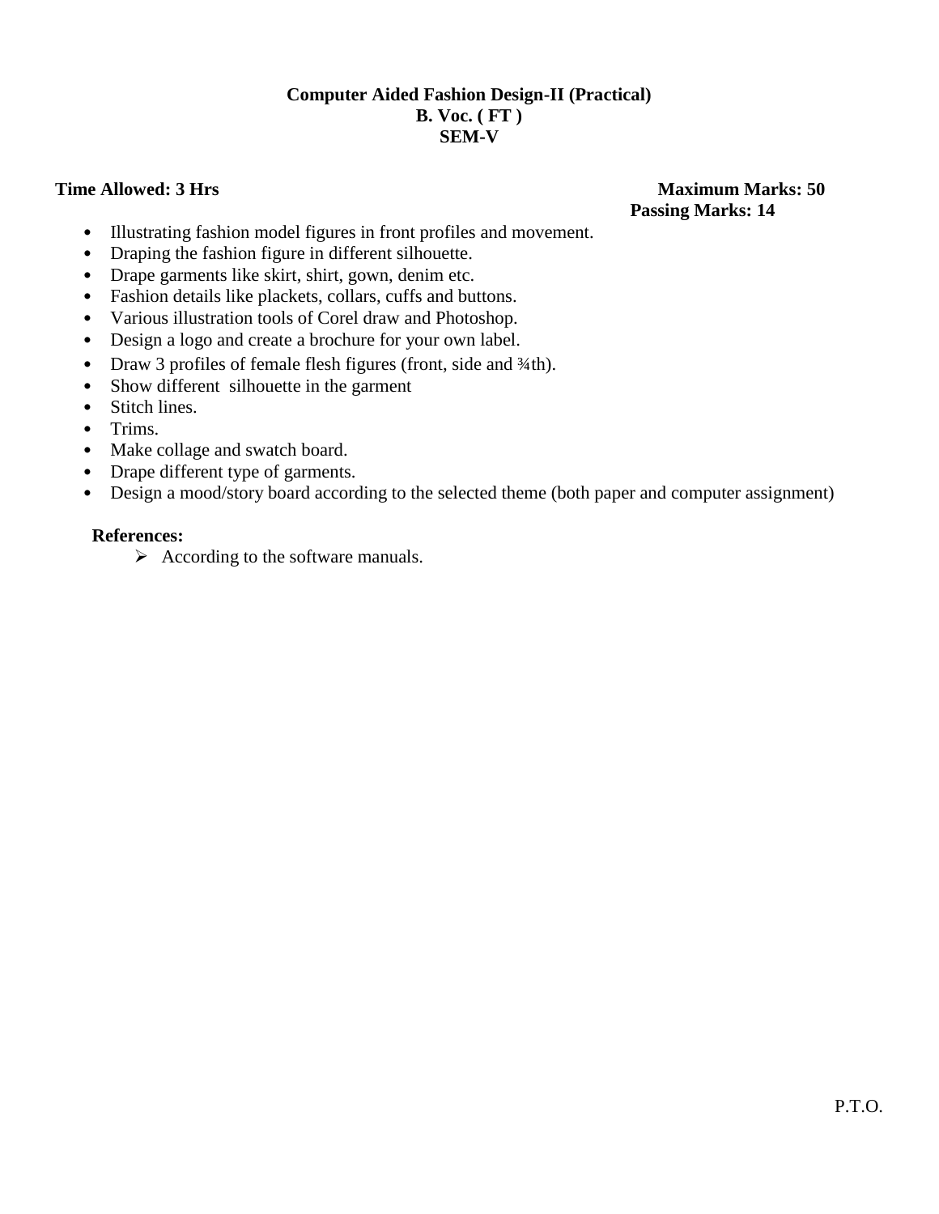**Computer Aided Fashion Design-II (Practical)**
**B. Voc. ( FT )**
**SEM-V**

**Time Allowed: 3 Hrs** **Maximum Marks: 50**
**Passing Marks: 14**

- Illustrating fashion model figures in front profiles and movement.
- Draping the fashion figure in different silhouette.
- Drape garments like skirt, shirt, gown, denim etc.
- Fashion details like plackets, collars, cuffs and buttons.
- Various illustration tools of Corel draw and Photoshop.
- Design a logo and create a brochure for your own label.
- Draw 3 profiles of female flesh figures (front, side and ¾th).
- Show different silhouette in the garment
- Stitch lines.
- Trims.
- Make collage and swatch board.
- Drape different type of garments.
- Design a mood/story board according to the selected theme (both paper and computer assignment)

**References:**

- According to the software manuals.

P.T.O.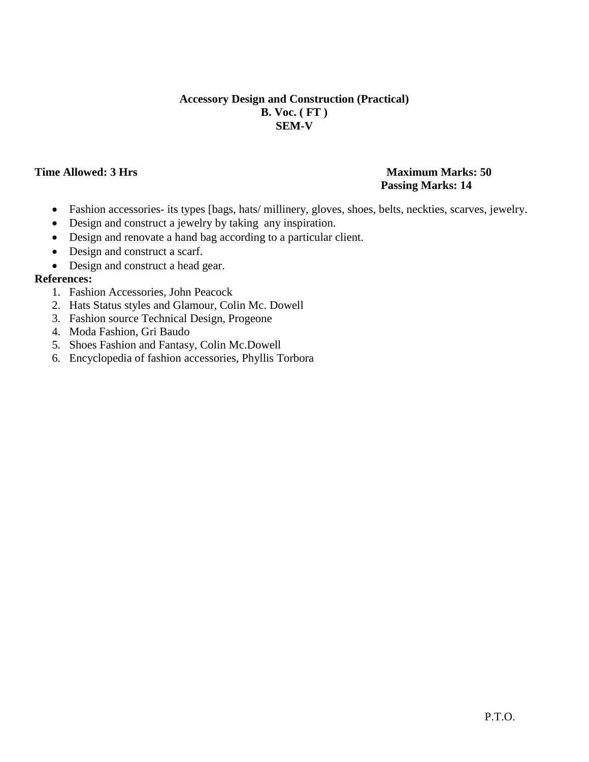**Accessory Design and Construction (Practical)**
**B. Voc. ( FT )**
**SEM-V**

**Time Allowed: 3 Hrs** **Maximum Marks: 50**
**Passing Marks: 14**

- Fashion accessories- its types [bags, hats/ millinery, gloves, shoes, belts, neckties, scarves, jewelry.
- Design and construct a jewelry by taking any inspiration.
- Design and renovate a hand bag according to a particular client.
- Design and construct a scarf.
- Design and construct a head gear.

**References:**

1. Fashion Accessories, John Peacock
2. Hats Status styles and Glamour, Colin Mc. Dowell
3. Fashion source Technical Design, Progeone
4. Moda Fashion, Gri Baudo
5. Shoes Fashion and Fantasy, Colin Mc.Dowell
6. Encyclopedia of fashion accessories, Phyllis Torbora

P.T.O.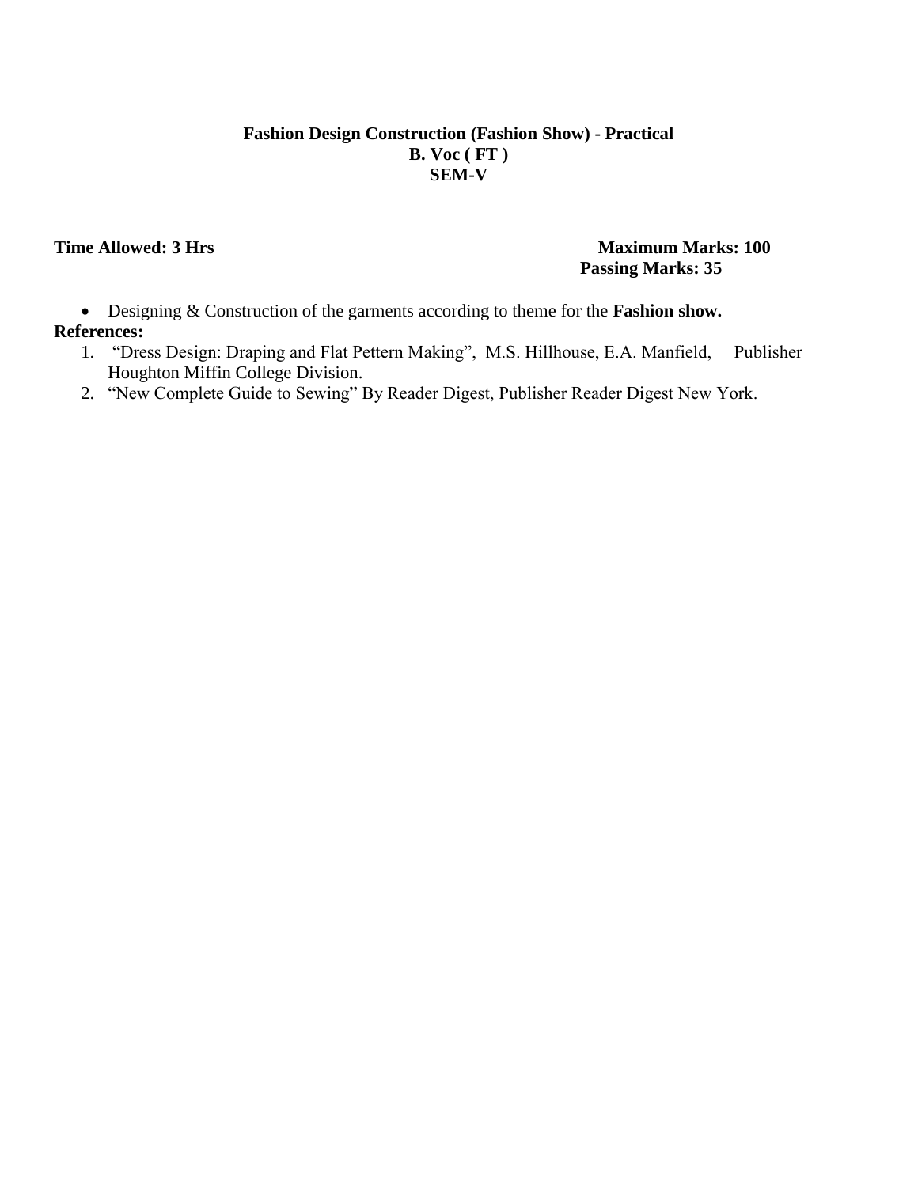**Fashion Design Construction (Fashion Show) - Practical**
**B. Voc ( FT )**
**SEM-V**

**Time Allowed: 3 Hrs** **Maximum Marks: 100**
**Passing Marks: 35**

- Designing & Construction of the garments according to theme for the **Fashion show.**

**References:**

1. "Dress Design: Draping and Flat Pettern Making", M.S. Hillhouse, E.A. Manfield, Publisher Houghton Miffin College Division.
2. "New Complete Guide to Sewing" By Reader Digest, Publisher Reader Digest New York.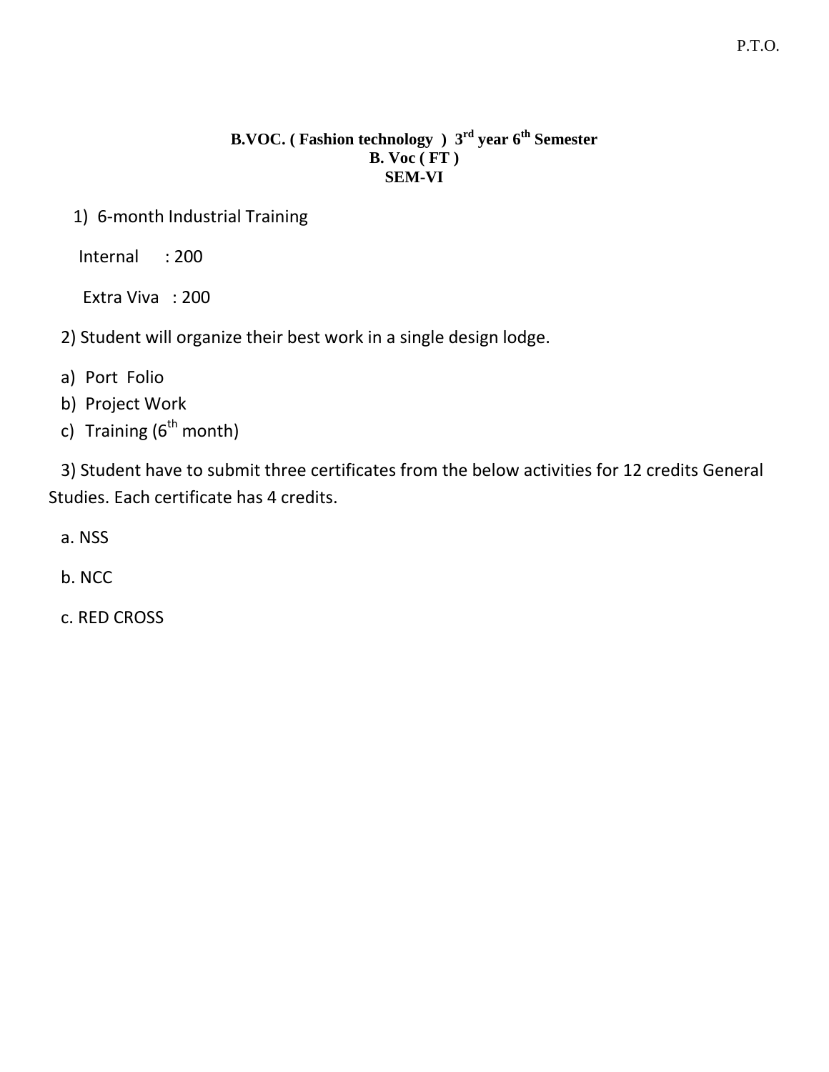**B.VOC. ( Fashion technology ) 3rd year 6th Semester**
**B. Voc ( FT )**
**SEM-VI**

1) 6-month Industrial Training

Internal : 200

Extra Viva : 200

2) Student will organize their best work in a single design lodge.

a) Port Folio
b) Project Work
c) Training (6th month)

3) Student have to submit three certificates from the below activities for 12 credits General Studies. Each certificate has 4 credits.

a. NSS

b. NCC

c. RED CROSS